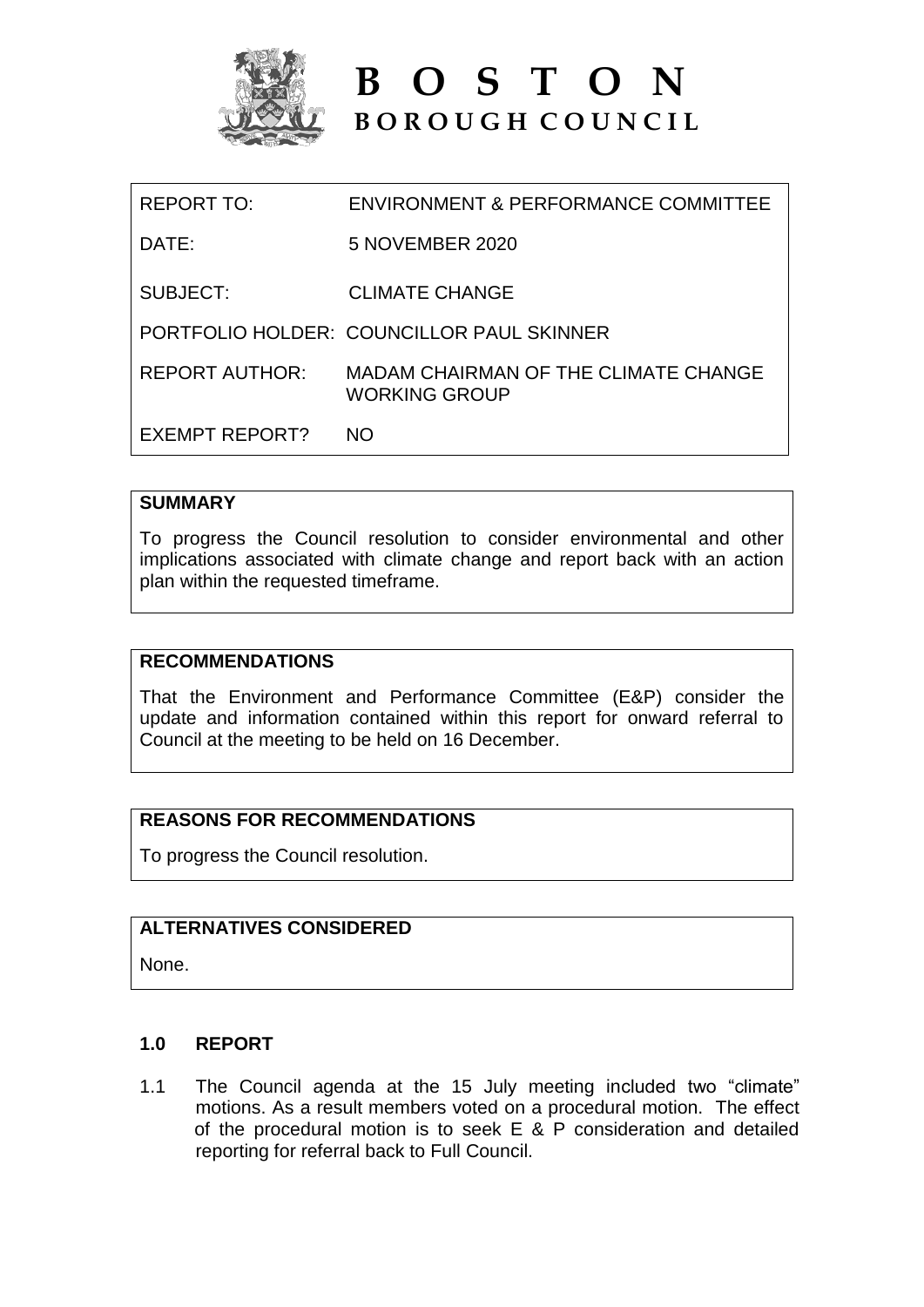# BOSTON
## BOROUGH COUNCIL

| | |
|---|---|
| REPORT TO: | ENVIRONMENT & PERFORMANCE COMMITTEE |
| DATE: | 5 NOVEMBER 2020 |
| SUBJECT: | CLIMATE CHANGE |
| PORTFOLIO HOLDER: | COUNCILLOR PAUL SKINNER |
| REPORT AUTHOR: | MADAM CHAIRMAN OF THE CLIMATE CHANGE WORKING GROUP |
| EXEMPT REPORT? | NO |

**SUMMARY**

To progress the Council resolution to consider environmental and other implications associated with climate change and report back with an action plan within the requested timeframe.

**RECOMMENDATIONS**

That the Environment and Performance Committee (E&P) consider the update and information contained within this report for onward referral to Council at the meeting to be held on 16 December.

**REASONS FOR RECOMMENDATIONS**

To progress the Council resolution.

**ALTERNATIVES CONSIDERED**

None.

## 1.0 REPORT

1.1 The Council agenda at the 15 July meeting included two "climate" motions. As a result members voted on a procedural motion. The effect of the procedural motion is to seek E & P consideration and detailed reporting for referral back to Full Council.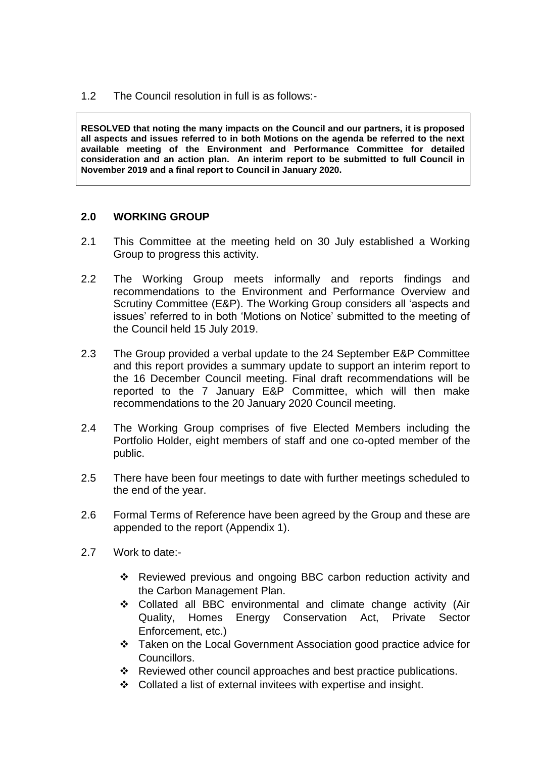1.2 The Council resolution in full is as follows:-

> **RESOLVED that noting the many impacts on the Council and our partners, it is proposed all aspects and issues referred to in both Motions on the agenda be referred to the next available meeting of the Environment and Performance Committee for detailed consideration and an action plan. An interim report to be submitted to full Council in November 2019 and a final report to Council in January 2020.**

## 2.0 WORKING GROUP

2.1 This Committee at the meeting held on 30 July established a Working Group to progress this activity.

2.2 The Working Group meets informally and reports findings and recommendations to the Environment and Performance Overview and Scrutiny Committee (E&P). The Working Group considers all 'aspects and issues' referred to in both 'Motions on Notice' submitted to the meeting of the Council held 15 July 2019.

2.3 The Group provided a verbal update to the 24 September E&P Committee and this report provides a summary update to support an interim report to the 16 December Council meeting. Final draft recommendations will be reported to the 7 January E&P Committee, which will then make recommendations to the 20 January 2020 Council meeting.

2.4 The Working Group comprises of five Elected Members including the Portfolio Holder, eight members of staff and one co-opted member of the public.

2.5 There have been four meetings to date with further meetings scheduled to the end of the year.

2.6 Formal Terms of Reference have been agreed by the Group and these are appended to the report (Appendix 1).

2.7 Work to date:-

- Reviewed previous and ongoing BBC carbon reduction activity and the Carbon Management Plan.
- Collated all BBC environmental and climate change activity (Air Quality, Homes Energy Conservation Act, Private Sector Enforcement, etc.)
- Taken on the Local Government Association good practice advice for Councillors.
- Reviewed other council approaches and best practice publications.
- Collated a list of external invitees with expertise and insight.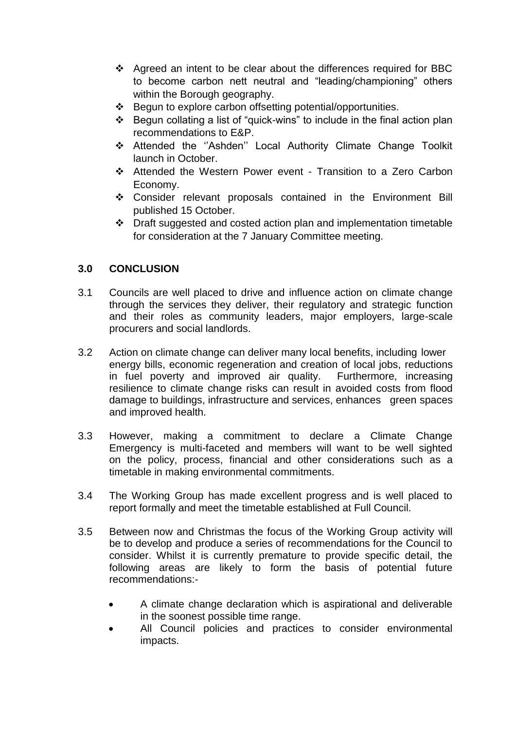- Agreed an intent to be clear about the differences required for BBC to become carbon nett neutral and "leading/championing" others within the Borough geography.
- Begun to explore carbon offsetting potential/opportunities.
- Begun collating a list of "quick-wins" to include in the final action plan recommendations to E&P.
- Attended the ''Ashden'' Local Authority Climate Change Toolkit launch in October.
- Attended the Western Power event - Transition to a Zero Carbon Economy.
- Consider relevant proposals contained in the Environment Bill published 15 October.
- Draft suggested and costed action plan and implementation timetable for consideration at the 7 January Committee meeting.

## 3.0 CONCLUSION

3.1 Councils are well placed to drive and influence action on climate change through the services they deliver, their regulatory and strategic function and their roles as community leaders, major employers, large-scale procurers and social landlords.

3.2 Action on climate change can deliver many local benefits, including lower energy bills, economic regeneration and creation of local jobs, reductions in fuel poverty and improved air quality. Furthermore, increasing resilience to climate change risks can result in avoided costs from flood damage to buildings, infrastructure and services, enhances green spaces and improved health.

3.3 However, making a commitment to declare a Climate Change Emergency is multi-faceted and members will want to be well sighted on the policy, process, financial and other considerations such as a timetable in making environmental commitments.

3.4 The Working Group has made excellent progress and is well placed to report formally and meet the timetable established at Full Council.

3.5 Between now and Christmas the focus of the Working Group activity will be to develop and produce a series of recommendations for the Council to consider. Whilst it is currently premature to provide specific detail, the following areas are likely to form the basis of potential future recommendations:-

- A climate change declaration which is aspirational and deliverable in the soonest possible time range.
- All Council policies and practices to consider environmental impacts.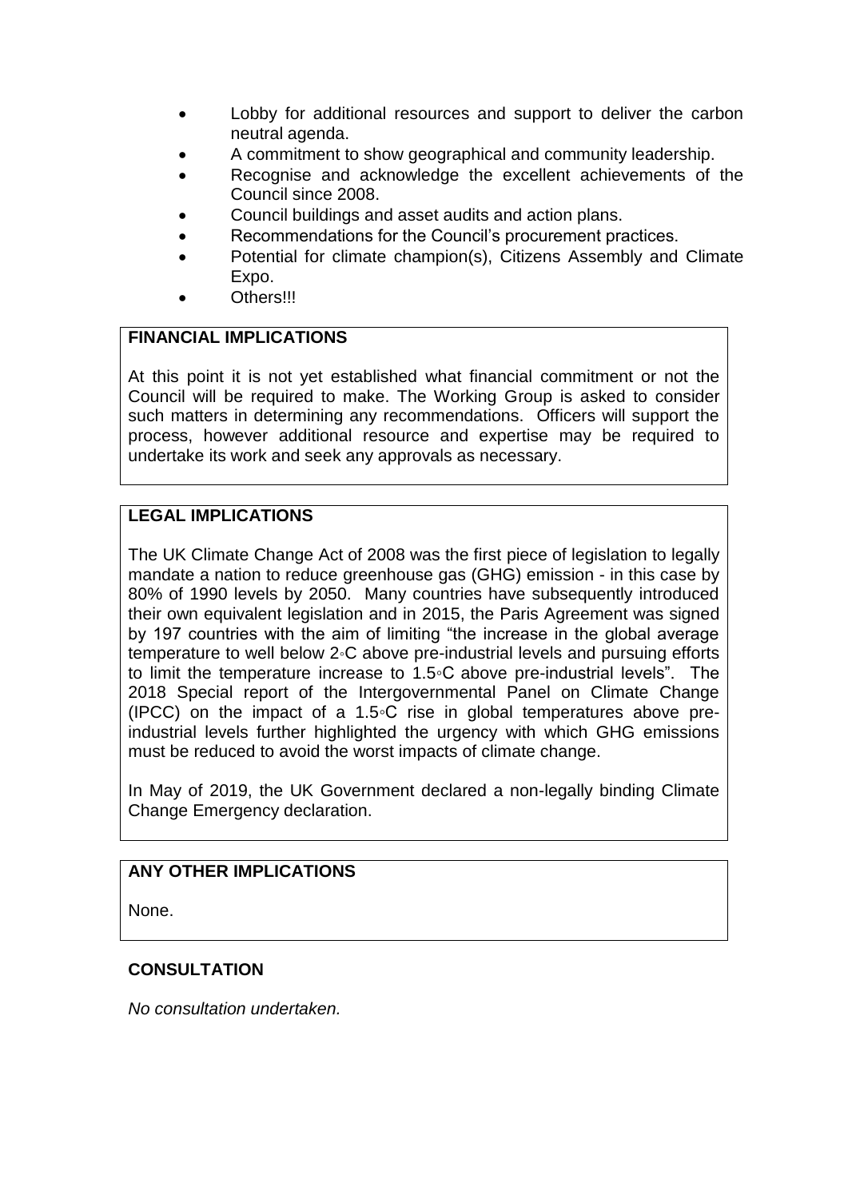- Lobby for additional resources and support to deliver the carbon neutral agenda.
- A commitment to show geographical and community leadership.
- Recognise and acknowledge the excellent achievements of the Council since 2008.
- Council buildings and asset audits and action plans.
- Recommendations for the Council's procurement practices.
- Potential for climate champion(s), Citizens Assembly and Climate Expo.
- Others!!!

## FINANCIAL IMPLICATIONS

At this point it is not yet established what financial commitment or not the Council will be required to make. The Working Group is asked to consider such matters in determining any recommendations. Officers will support the process, however additional resource and expertise may be required to undertake its work and seek any approvals as necessary.

## LEGAL IMPLICATIONS

The UK Climate Change Act of 2008 was the first piece of legislation to legally mandate a nation to reduce greenhouse gas (GHG) emission - in this case by 80% of 1990 levels by 2050. Many countries have subsequently introduced their own equivalent legislation and in 2015, the Paris Agreement was signed by 197 countries with the aim of limiting "the increase in the global average temperature to well below 2◦C above pre-industrial levels and pursuing efforts to limit the temperature increase to 1.5◦C above pre-industrial levels". The 2018 Special report of the Intergovernmental Panel on Climate Change (IPCC) on the impact of a 1.5◦C rise in global temperatures above pre-industrial levels further highlighted the urgency with which GHG emissions must be reduced to avoid the worst impacts of climate change.

In May of 2019, the UK Government declared a non-legally binding Climate Change Emergency declaration.

## ANY OTHER IMPLICATIONS

None.

## CONSULTATION

*No consultation undertaken.*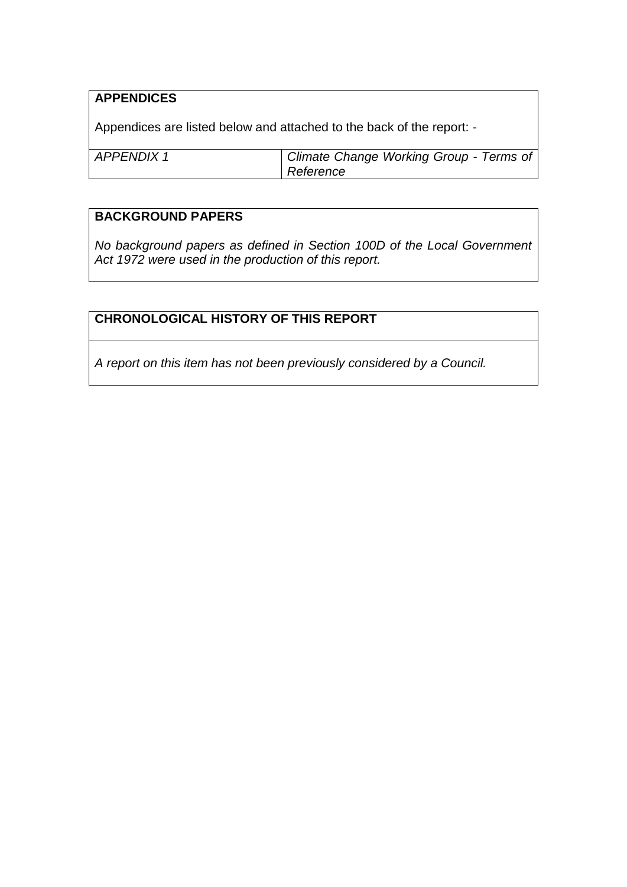**APPENDICES**

Appendices are listed below and attached to the back of the report: -

| | |
|---|---|
| *APPENDIX 1* | *Climate Change Working Group - Terms of Reference* |

**BACKGROUND PAPERS**

*No background papers as defined in Section 100D of the Local Government Act 1972 were used in the production of this report.*

**CHRONOLOGICAL HISTORY OF THIS REPORT**

*A report on this item has not been previously considered by a Council.*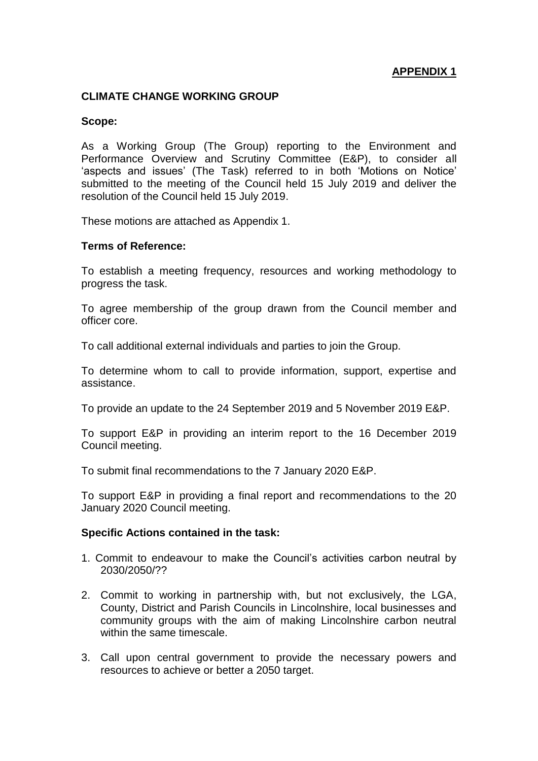**APPENDIX 1**

**CLIMATE CHANGE WORKING GROUP**

**Scope:**

As a Working Group (The Group) reporting to the Environment and Performance Overview and Scrutiny Committee (E&P), to consider all 'aspects and issues' (The Task) referred to in both 'Motions on Notice' submitted to the meeting of the Council held 15 July 2019 and deliver the resolution of the Council held 15 July 2019.

These motions are attached as Appendix 1.

**Terms of Reference:**

To establish a meeting frequency, resources and working methodology to progress the task.

To agree membership of the group drawn from the Council member and officer core.

To call additional external individuals and parties to join the Group.

To determine whom to call to provide information, support, expertise and assistance.

To provide an update to the 24 September 2019 and 5 November 2019 E&P.

To support E&P in providing an interim report to the 16 December 2019 Council meeting.

To submit final recommendations to the 7 January 2020 E&P.

To support E&P in providing a final report and recommendations to the 20 January 2020 Council meeting.

**Specific Actions contained in the task:**

1. Commit to endeavour to make the Council's activities carbon neutral by 2030/2050/??
2. Commit to working in partnership with, but not exclusively, the LGA, County, District and Parish Councils in Lincolnshire, local businesses and community groups with the aim of making Lincolnshire carbon neutral within the same timescale.
3. Call upon central government to provide the necessary powers and resources to achieve or better a 2050 target.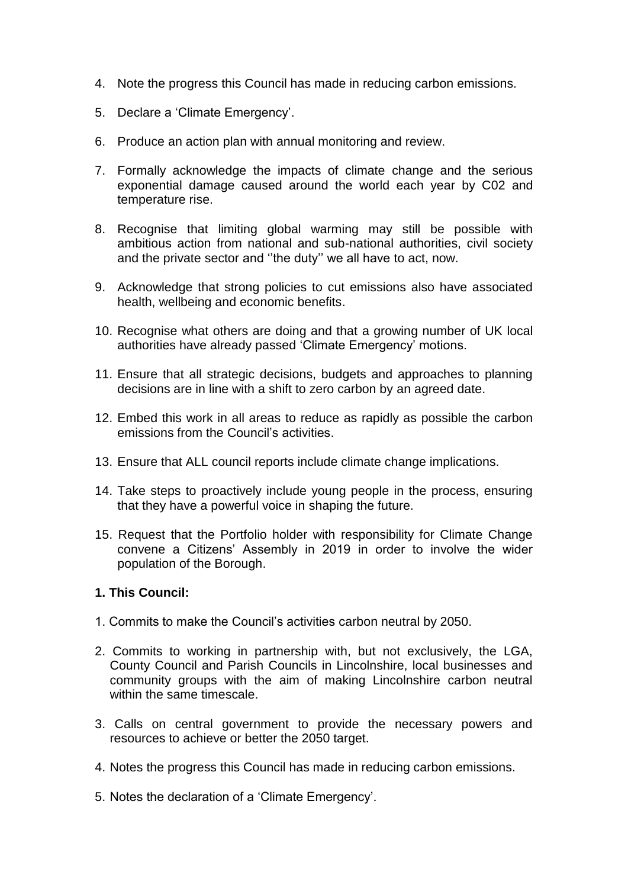4. Note the progress this Council has made in reducing carbon emissions.

5. Declare a 'Climate Emergency'.

6. Produce an action plan with annual monitoring and review.

7. Formally acknowledge the impacts of climate change and the serious exponential damage caused around the world each year by C02 and temperature rise.

8. Recognise that limiting global warming may still be possible with ambitious action from national and sub-national authorities, civil society and the private sector and ''the duty'' we all have to act, now.

9. Acknowledge that strong policies to cut emissions also have associated health, wellbeing and economic benefits.

10. Recognise what others are doing and that a growing number of UK local authorities have already passed 'Climate Emergency' motions.

11. Ensure that all strategic decisions, budgets and approaches to planning decisions are in line with a shift to zero carbon by an agreed date.

12. Embed this work in all areas to reduce as rapidly as possible the carbon emissions from the Council's activities.

13. Ensure that ALL council reports include climate change implications.

14. Take steps to proactively include young people in the process, ensuring that they have a powerful voice in shaping the future.

15. Request that the Portfolio holder with responsibility for Climate Change convene a Citizens' Assembly in 2019 in order to involve the wider population of the Borough.

**1. This Council:**

1. Commits to make the Council's activities carbon neutral by 2050.

2. Commits to working in partnership with, but not exclusively, the LGA, County Council and Parish Councils in Lincolnshire, local businesses and community groups with the aim of making Lincolnshire carbon neutral within the same timescale.

3. Calls on central government to provide the necessary powers and resources to achieve or better the 2050 target.

4. Notes the progress this Council has made in reducing carbon emissions.

5. Notes the declaration of a 'Climate Emergency'.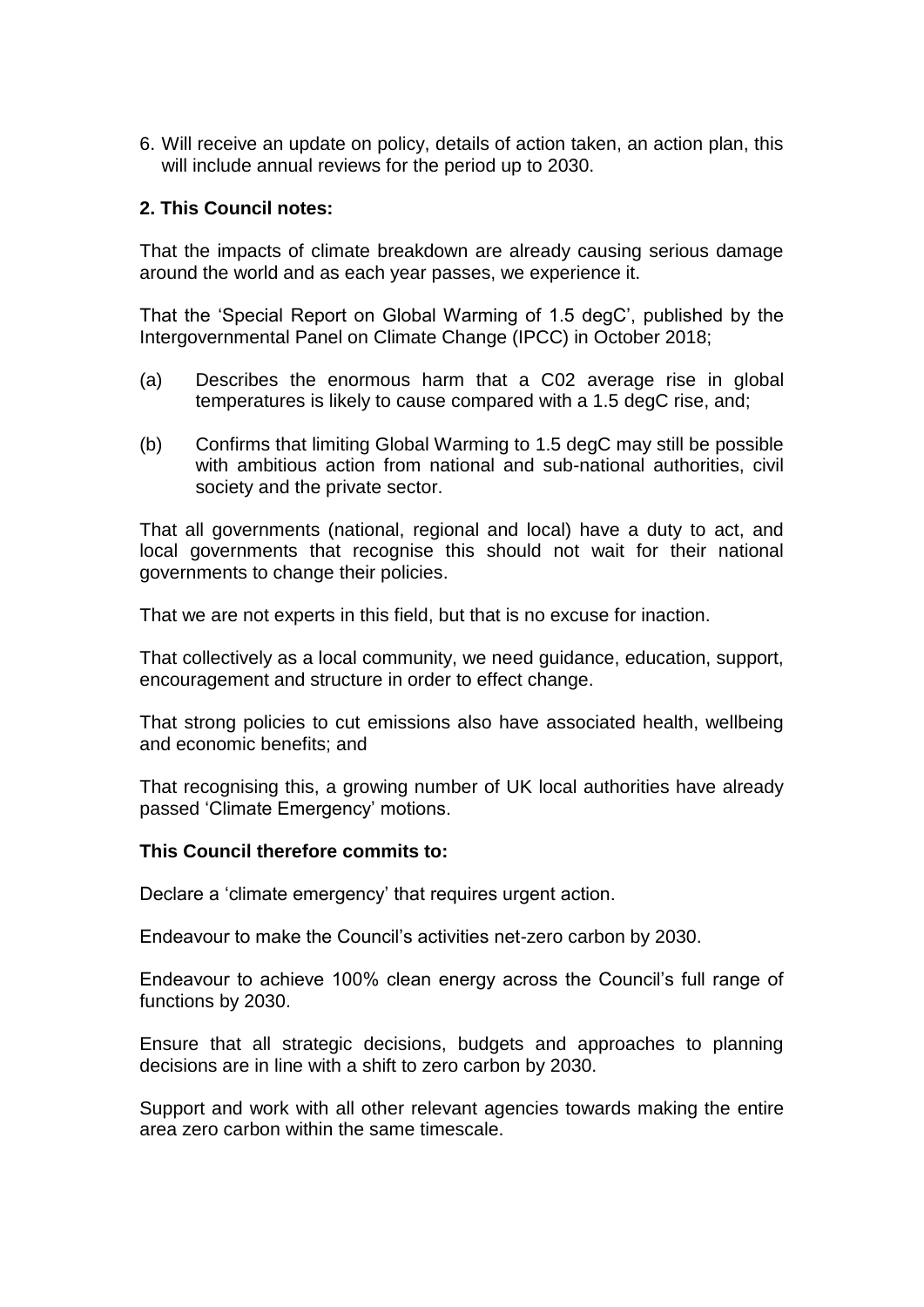6. Will receive an update on policy, details of action taken, an action plan, this will include annual reviews for the period up to 2030.

**2. This Council notes:**

That the impacts of climate breakdown are already causing serious damage around the world and as each year passes, we experience it.

That the 'Special Report on Global Warming of 1.5 degC', published by the Intergovernmental Panel on Climate Change (IPCC) in October 2018;

(a) Describes the enormous harm that a C02 average rise in global temperatures is likely to cause compared with a 1.5 degC rise, and;

(b) Confirms that limiting Global Warming to 1.5 degC may still be possible with ambitious action from national and sub-national authorities, civil society and the private sector.

That all governments (national, regional and local) have a duty to act, and local governments that recognise this should not wait for their national governments to change their policies.

That we are not experts in this field, but that is no excuse for inaction.

That collectively as a local community, we need guidance, education, support, encouragement and structure in order to effect change.

That strong policies to cut emissions also have associated health, wellbeing and economic benefits; and

That recognising this, a growing number of UK local authorities have already passed 'Climate Emergency' motions.

**This Council therefore commits to:**

Declare a 'climate emergency' that requires urgent action.

Endeavour to make the Council's activities net-zero carbon by 2030.

Endeavour to achieve 100% clean energy across the Council's full range of functions by 2030.

Ensure that all strategic decisions, budgets and approaches to planning decisions are in line with a shift to zero carbon by 2030.

Support and work with all other relevant agencies towards making the entire area zero carbon within the same timescale.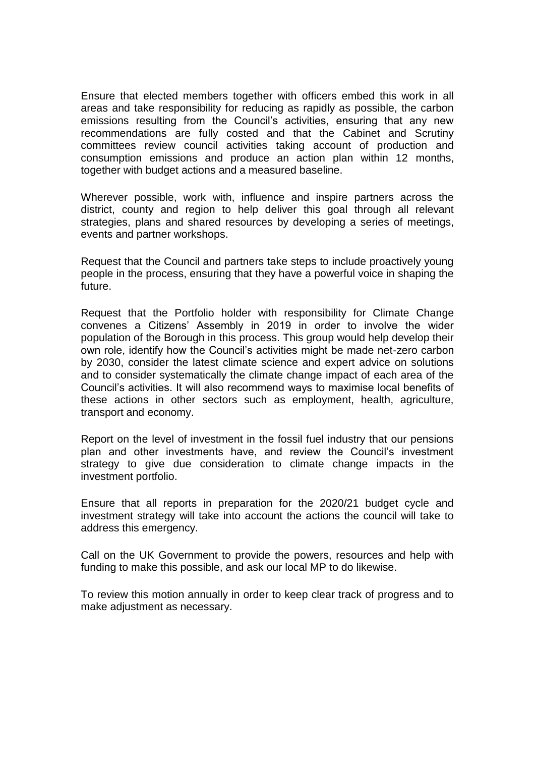Ensure that elected members together with officers embed this work in all areas and take responsibility for reducing as rapidly as possible, the carbon emissions resulting from the Council's activities, ensuring that any new recommendations are fully costed and that the Cabinet and Scrutiny committees review council activities taking account of production and consumption emissions and produce an action plan within 12 months, together with budget actions and a measured baseline.

Wherever possible, work with, influence and inspire partners across the district, county and region to help deliver this goal through all relevant strategies, plans and shared resources by developing a series of meetings, events and partner workshops.

Request that the Council and partners take steps to include proactively young people in the process, ensuring that they have a powerful voice in shaping the future.

Request that the Portfolio holder with responsibility for Climate Change convenes a Citizens' Assembly in 2019 in order to involve the wider population of the Borough in this process. This group would help develop their own role, identify how the Council's activities might be made net-zero carbon by 2030, consider the latest climate science and expert advice on solutions and to consider systematically the climate change impact of each area of the Council's activities. It will also recommend ways to maximise local benefits of these actions in other sectors such as employment, health, agriculture, transport and economy.

Report on the level of investment in the fossil fuel industry that our pensions plan and other investments have, and review the Council's investment strategy to give due consideration to climate change impacts in the investment portfolio.

Ensure that all reports in preparation for the 2020/21 budget cycle and investment strategy will take into account the actions the council will take to address this emergency.

Call on the UK Government to provide the powers, resources and help with funding to make this possible, and ask our local MP to do likewise.

To review this motion annually in order to keep clear track of progress and to make adjustment as necessary.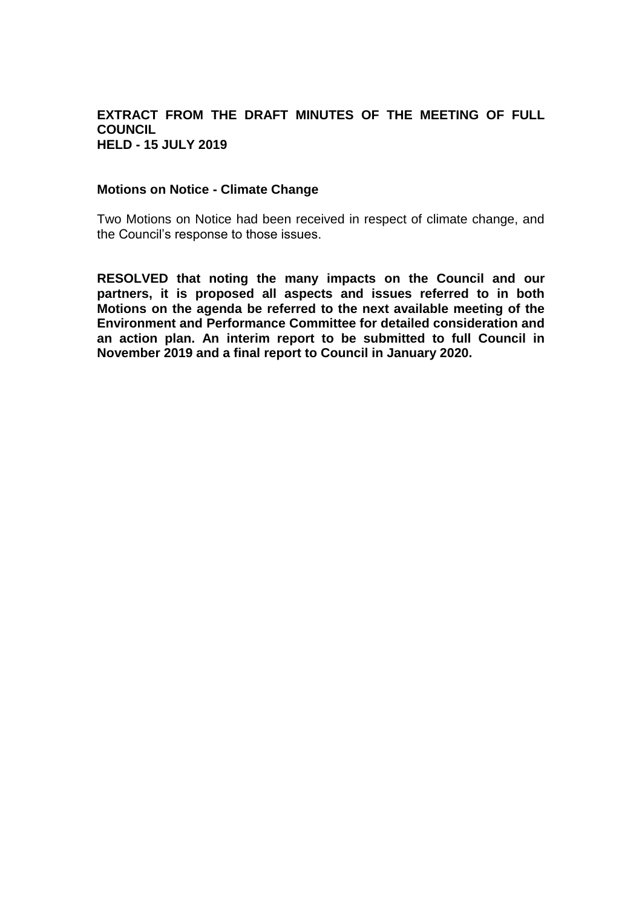# EXTRACT FROM THE DRAFT MINUTES OF THE MEETING OF FULL COUNCIL
# HELD - 15 JULY 2019

## Motions on Notice - Climate Change

Two Motions on Notice had been received in respect of climate change, and the Council's response to those issues.

**RESOLVED that noting the many impacts on the Council and our partners, it is proposed all aspects and issues referred to in both Motions on the agenda be referred to the next available meeting of the Environment and Performance Committee for detailed consideration and an action plan. An interim report to be submitted to full Council in November 2019 and a final report to Council in January 2020.**